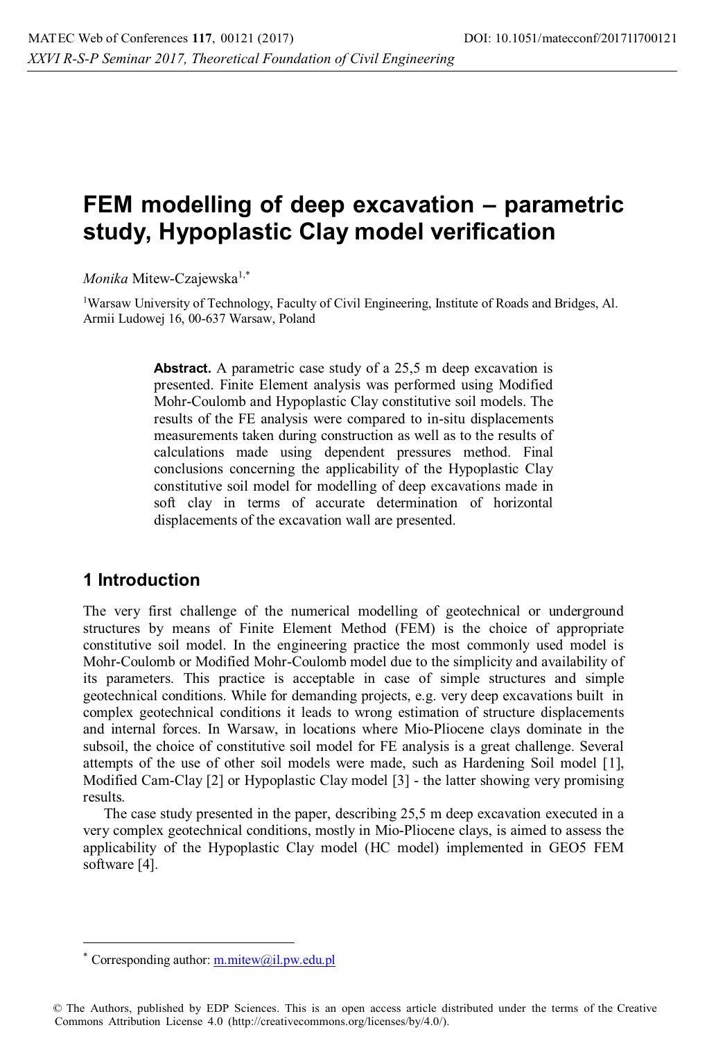# FEM modelling of deep excavation – parametric study, Hypoplastic Clay model verification

*Monika* Mitew-Czajewska[1,*]

[1]Warsaw University of Technology, Faculty of Civil Engineering, Institute of Roads and Bridges, Al. Armii Ludowej 16, 00-637 Warsaw, Poland

**Abstract.** A parametric case study of a 25,5 m deep excavation is presented. Finite Element analysis was performed using Modified Mohr-Coulomb and Hypoplastic Clay constitutive soil models. The results of the FE analysis were compared to in-situ displacements measurements taken during construction as well as to the results of calculations made using dependent pressures method. Final conclusions concerning the applicability of the Hypoplastic Clay constitutive soil model for modelling of deep excavations made in soft clay in terms of accurate determination of horizontal displacements of the excavation wall are presented.

## 1 Introduction

The very first challenge of the numerical modelling of geotechnical or underground structures by means of Finite Element Method (FEM) is the choice of appropriate constitutive soil model. In the engineering practice the most commonly used model is Mohr-Coulomb or Modified Mohr-Coulomb model due to the simplicity and availability of its parameters. This practice is acceptable in case of simple structures and simple geotechnical conditions. While for demanding projects, e.g. very deep excavations built in complex geotechnical conditions it leads to wrong estimation of structure displacements and internal forces. In Warsaw, in locations where Mio-Pliocene clays dominate in the subsoil, the choice of constitutive soil model for FE analysis is a great challenge. Several attempts of the use of other soil models were made, such as Hardening Soil model [1], Modified Cam-Clay [2] or Hypoplastic Clay model [3] - the latter showing very promising results.

The case study presented in the paper, describing 25,5 m deep excavation executed in a very complex geotechnical conditions, mostly in Mio-Pliocene clays, is aimed to assess the applicability of the Hypoplastic Clay model (HC model) implemented in GEO5 FEM software [4].

---

* Corresponding author: m.mitew@il.pw.edu.pl

© The Authors, published by EDP Sciences. This is an open access article distributed under the terms of the Creative Commons Attribution License 4.0 (http://creativecommons.org/licenses/by/4.0/).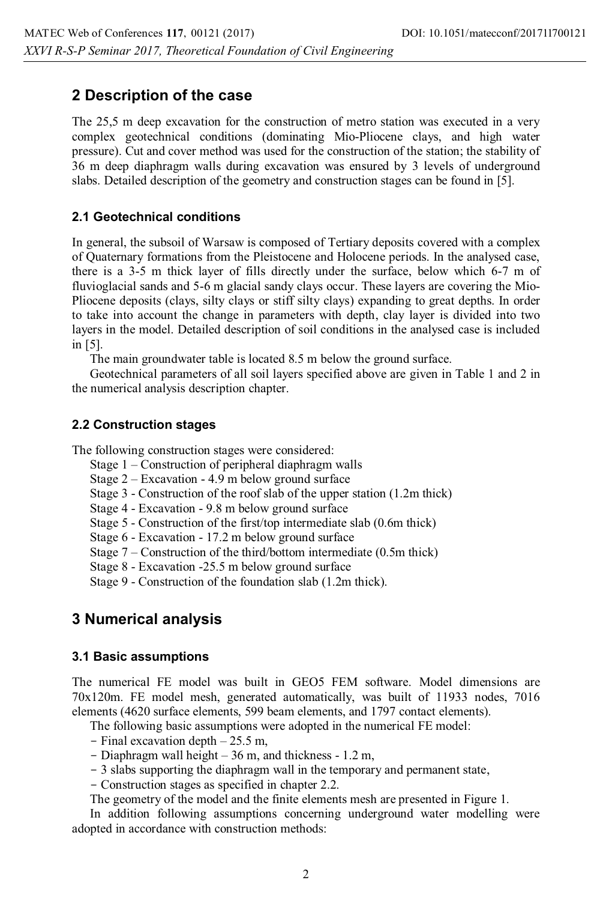## 2 Description of the case

The 25,5 m deep excavation for the construction of metro station was executed in a very complex geotechnical conditions (dominating Mio-Pliocene clays, and high water pressure). Cut and cover method was used for the construction of the station; the stability of 36 m deep diaphragm walls during excavation was ensured by 3 levels of underground slabs. Detailed description of the geometry and construction stages can be found in [5].

### 2.1 Geotechnical conditions

In general, the subsoil of Warsaw is composed of Tertiary deposits covered with a complex of Quaternary formations from the Pleistocene and Holocene periods. In the analysed case, there is a 3-5 m thick layer of fills directly under the surface, below which 6-7 m of fluvioglacial sands and 5-6 m glacial sandy clays occur. These layers are covering the Mio-Pliocene deposits (clays, silty clays or stiff silty clays) expanding to great depths. In order to take into account the change in parameters with depth, clay layer is divided into two layers in the model. Detailed description of soil conditions in the analysed case is included in [5].

The main groundwater table is located 8.5 m below the ground surface.

Geotechnical parameters of all soil layers specified above are given in Table 1 and 2 in the numerical analysis description chapter.

### 2.2 Construction stages

The following construction stages were considered:

Stage 1 – Construction of peripheral diaphragm walls
Stage 2 – Excavation - 4.9 m below ground surface
Stage 3 - Construction of the roof slab of the upper station (1.2m thick)
Stage 4 - Excavation - 9.8 m below ground surface
Stage 5 - Construction of the first/top intermediate slab (0.6m thick)
Stage 6 - Excavation - 17.2 m below ground surface
Stage 7 – Construction of the third/bottom intermediate (0.5m thick)
Stage 8 - Excavation -25.5 m below ground surface
Stage 9 - Construction of the foundation slab (1.2m thick).

## 3 Numerical analysis

### 3.1 Basic assumptions

The numerical FE model was built in GEO5 FEM software. Model dimensions are 70x120m. FE model mesh, generated automatically, was built of 11933 nodes, 7016 elements (4620 surface elements, 599 beam elements, and 1797 contact elements).

The following basic assumptions were adopted in the numerical FE model:

- Final excavation depth – 25.5 m,
- Diaphragm wall height – 36 m, and thickness - 1.2 m,
- 3 slabs supporting the diaphragm wall in the temporary and permanent state,
- Construction stages as specified in chapter 2.2.

The geometry of the model and the finite elements mesh are presented in Figure 1.

In addition following assumptions concerning underground water modelling were adopted in accordance with construction methods: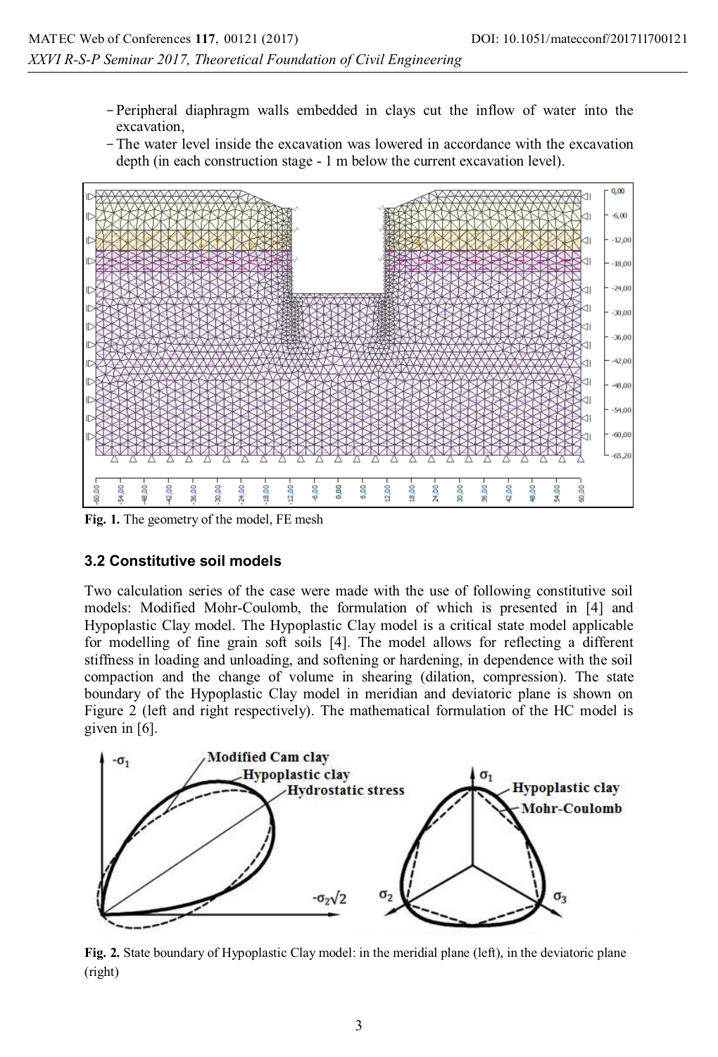- Peripheral diaphragm walls embedded in clays cut the inflow of water into the excavation,
- The water level inside the excavation was lowered in accordance with the excavation depth (in each construction stage - 1 m below the current excavation level).

**Fig. 1.** The geometry of the model, FE mesh

### 3.2 Constitutive soil models

Two calculation series of the case were made with the use of following constitutive soil models: Modified Mohr-Coulomb, the formulation of which is presented in [4] and Hypoplastic Clay model. The Hypoplastic Clay model is a critical state model applicable for modelling of fine grain soft soils [4]. The model allows for reflecting a different stiffness in loading and unloading, and softening or hardening, in dependence with the soil compaction and the change of volume in shearing (dilation, compression). The state boundary of the Hypoplastic Clay model in meridian and deviatoric plane is shown on Figure 2 (left and right respectively). The mathematical formulation of the HC model is given in [6].

**Fig. 2.** State boundary of Hypoplastic Clay model: in the meridial plane (left), in the deviatoric plane (right)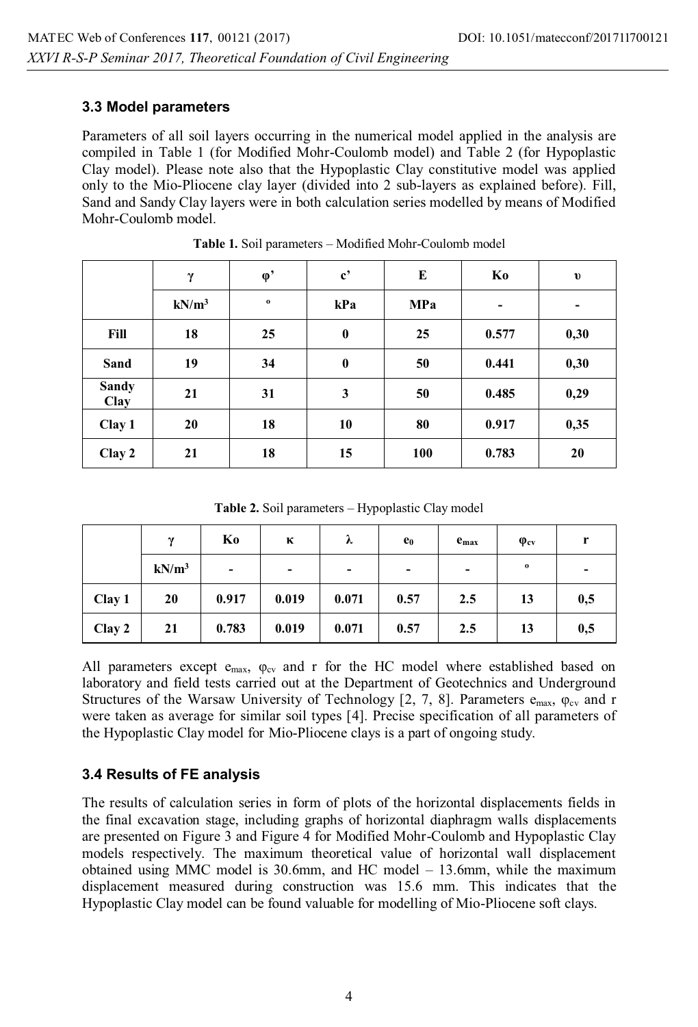### 3.3 Model parameters

Parameters of all soil layers occurring in the numerical model applied in the analysis are compiled in Table 1 (for Modified Mohr-Coulomb model) and Table 2 (for Hypoplastic Clay model). Please note also that the Hypoplastic Clay constitutive model was applied only to the Mio-Pliocene clay layer (divided into 2 sub-layers as explained before). Fill, Sand and Sandy Clay layers were in both calculation series modelled by means of Modified Mohr-Coulomb model.

**Table 1.** Soil parameters – Modified Mohr-Coulomb model

| | $\gamma$ | $\varphi'$ | $c'$ | E | Ko | $\upsilon$ |
|---|---|---|---|---|---|---|
| | kN/m$^3$ | $^o$ | kPa | MPa | - | - |
| **Fill** | 18 | 25 | 0 | 25 | 0.577 | 0,30 |
| **Sand** | 19 | 34 | 0 | 50 | 0.441 | 0,30 |
| **Sandy Clay** | 21 | 31 | 3 | 50 | 0.485 | 0,29 |
| **Clay 1** | 20 | 18 | 10 | 80 | 0.917 | 0,35 |
| **Clay 2** | 21 | 18 | 15 | 100 | 0.783 | 20 |

**Table 2.** Soil parameters – Hypoplastic Clay model

| | $\gamma$ | Ko | $\kappa$ | $\lambda$ | $e_0$ | $e_{max}$ | $\varphi_{cv}$ | r |
|---|---|---|---|---|---|---|---|---|
| | kN/m$^3$ | - | - | - | - | - | $^o$ | - |
| **Clay 1** | 20 | 0.917 | 0.019 | 0.071 | 0.57 | 2.5 | 13 | 0,5 |
| **Clay 2** | 21 | 0.783 | 0.019 | 0.071 | 0.57 | 2.5 | 13 | 0,5 |

All parameters except $e_{max}$, $\varphi_{cv}$ and r for the HC model where established based on laboratory and field tests carried out at the Department of Geotechnics and Underground Structures of the Warsaw University of Technology [2, 7, 8]. Parameters $e_{max}$, $\varphi_{cv}$ and r were taken as average for similar soil types [4]. Precise specification of all parameters of the Hypoplastic Clay model for Mio-Pliocene clays is a part of ongoing study.

### 3.4 Results of FE analysis

The results of calculation series in form of plots of the horizontal displacements fields in the final excavation stage, including graphs of horizontal diaphragm walls displacements are presented on Figure 3 and Figure 4 for Modified Mohr-Coulomb and Hypoplastic Clay models respectively. The maximum theoretical value of horizontal wall displacement obtained using MMC model is 30.6mm, and HC model – 13.6mm, while the maximum displacement measured during construction was 15.6 mm. This indicates that the Hypoplastic Clay model can be found valuable for modelling of Mio-Pliocene soft clays.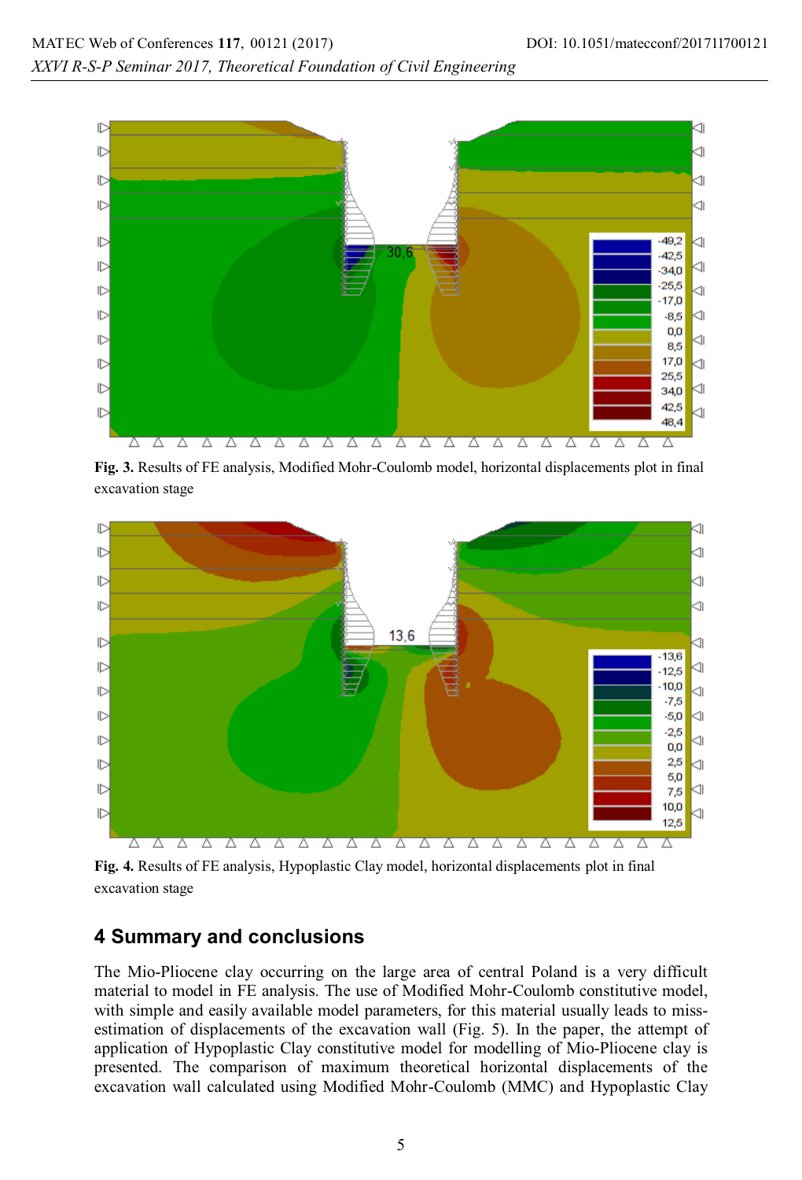**Fig. 3.** Results of FE analysis, Modified Mohr-Coulomb model, horizontal displacements plot in final excavation stage

**Fig. 4.** Results of FE analysis, Hypoplastic Clay model, horizontal displacements plot in final excavation stage

## 4 Summary and conclusions

The Mio-Pliocene clay occurring on the large area of central Poland is a very difficult material to model in FE analysis. The use of Modified Mohr-Coulomb constitutive model, with simple and easily available model parameters, for this material usually leads to miss-estimation of displacements of the excavation wall (Fig. 5). In the paper, the attempt of application of Hypoplastic Clay constitutive model for modelling of Mio-Pliocene clay is presented. The comparison of maximum theoretical horizontal displacements of the excavation wall calculated using Modified Mohr-Coulomb (MMC) and Hypoplastic Clay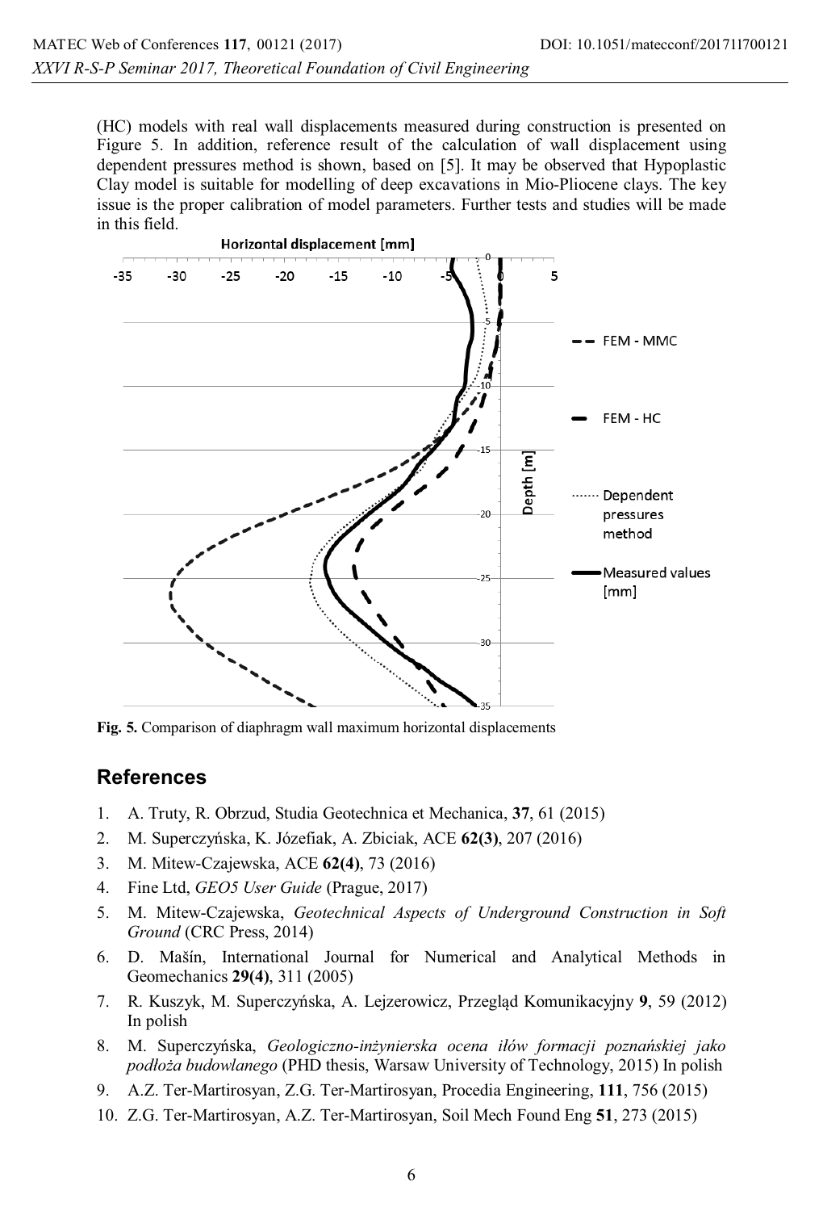(HC) models with real wall displacements measured during construction is presented on Figure 5. In addition, reference result of the calculation of wall displacement using dependent pressures method is shown, based on [5]. It may be observed that Hypoplastic Clay model is suitable for modelling of deep excavations in Mio-Pliocene clays. The key issue is the proper calibration of model parameters. Further tests and studies will be made in this field.

Horizontal displacement [mm]

-35 -30 -25 -20 -15 -10 -5 0 5

Depth [m]

0 5 10 15 20 25 30 35

FEM - MMC

FEM - HC

Dependent pressures method

Measured values [mm]

**Fig. 5.** Comparison of diaphragm wall maximum horizontal displacements

## References

1. A. Truty, R. Obrzud, Studia Geotechnica et Mechanica, **37**, 61 (2015)
2. M. Superczyńska, K. Józefiak, A. Zbiciak, ACE **62(3)**, 207 (2016)
3. M. Mitew-Czajewska, ACE **62(4)**, 73 (2016)
4. Fine Ltd, *GEO5 User Guide* (Prague, 2017)
5. M. Mitew-Czajewska, *Geotechnical Aspects of Underground Construction in Soft Ground* (CRC Press, 2014)
6. D. Mašín, International Journal for Numerical and Analytical Methods in Geomechanics **29(4)**, 311 (2005)
7. R. Kuszyk, M. Superczyńska, A. Lejzerowicz, Przegląd Komunikacyjny **9**, 59 (2012) In polish
8. M. Superczyńska, *Geologiczno-inżynierska ocena iłów formacji poznańskiej jako podłoża budowlanego* (PHD thesis, Warsaw University of Technology, 2015) In polish
9. A.Z. Ter-Martirosyan, Z.G. Ter-Martirosyan, Procedia Engineering, **111**, 756 (2015)
10. Z.G. Ter-Martirosyan, A.Z. Ter-Martirosyan, Soil Mech Found Eng **51**, 273 (2015)